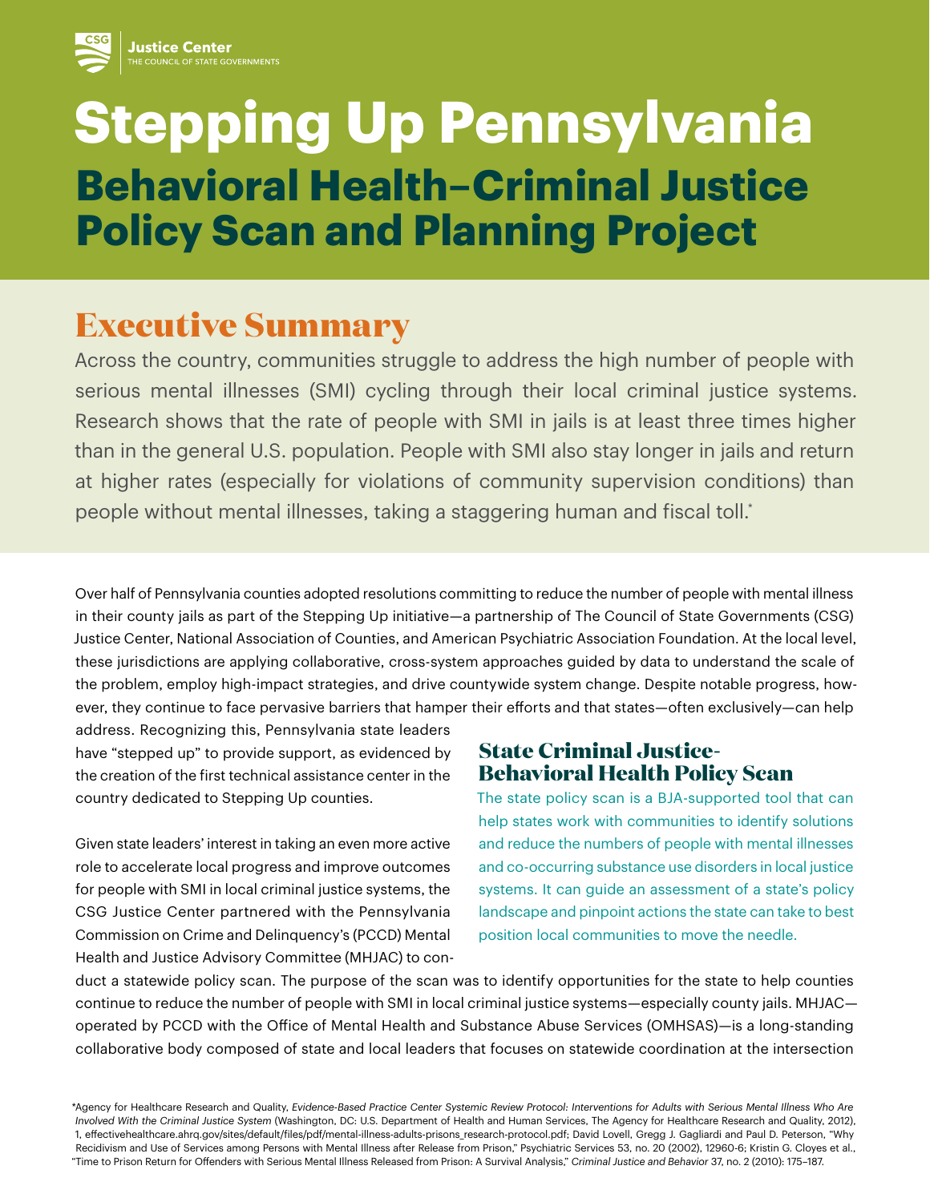# Stepping Up Pennsylvania

## Behavioral Health–Criminal Justice Policy Scan and Planning Project

## Executive Summary

Across the country, communities struggle to address the high number of people with serious mental illnesses (SMI) cycling through their local criminal justice systems. Research shows that the rate of people with SMI in jails is at least three times higher than in the general U.S. population. People with SMI also stay longer in jails and return at higher rates (especially for violations of community supervision conditions) than people without mental illnesses, taking a staggering human and fiscal toll.*

Over half of Pennsylvania counties adopted resolutions committing to reduce the number of people with mental illness in their county jails as part of the Stepping Up initiative—a partnership of The Council of State Governments (CSG) Justice Center, National Association of Counties, and American Psychiatric Association Foundation. At the local level, these jurisdictions are applying collaborative, cross-system approaches guided by data to understand the scale of the problem, employ high-impact strategies, and drive countywide system change. Despite notable progress, however, they continue to face pervasive barriers that hamper their efforts and that states—often exclusively—can help address. Recognizing this, Pennsylvania state leaders have "stepped up" to provide support, as evidenced by the creation of the first technical assistance center in the country dedicated to Stepping Up counties.

Given state leaders' interest in taking an even more active role to accelerate local progress and improve outcomes for people with SMI in local criminal justice systems, the CSG Justice Center partnered with the Pennsylvania Commission on Crime and Delinquency's (PCCD) Mental Health and Justice Advisory Committee (MHJAC) to conduct a statewide policy scan. The purpose of the scan was to identify opportunities for the state to help counties continue to reduce the number of people with SMI in local criminal justice systems—especially county jails. MHJAC—operated by PCCD with the Office of Mental Health and Substance Abuse Services (OMHSAS)—is a long-standing collaborative body composed of state and local leaders that focuses on statewide coordination at the intersection

### State Criminal Justice-Behavioral Health Policy Scan

The state policy scan is a BJA-supported tool that can help states work with communities to identify solutions and reduce the numbers of people with mental illnesses and co-occurring substance use disorders in local justice systems. It can guide an assessment of a state's policy landscape and pinpoint actions the state can take to best position local communities to move the needle.

*Agency for Healthcare Research and Quality, *Evidence-Based Practice Center Systemic Review Protocol: Interventions for Adults with Serious Mental Illness Who Are Involved With the Criminal Justice System* (Washington, DC: U.S. Department of Health and Human Services, The Agency for Healthcare Research and Quality, 2012), 1, effectivehealthcare.ahrq.gov/sites/default/files/pdf/mental-illness-adults-prisons_research-protocol.pdf; David Lovell, Gregg J. Gagliardi and Paul D. Peterson, "Why Recidivism and Use of Services among Persons with Mental Illness after Release from Prison," Psychiatric Services 53, no. 20 (2002), 12960-6; Kristin G. Cloyes et al., "Time to Prison Return for Offenders with Serious Mental Illness Released from Prison: A Survival Analysis," *Criminal Justice and Behavior* 37, no. 2 (2010): 175–187.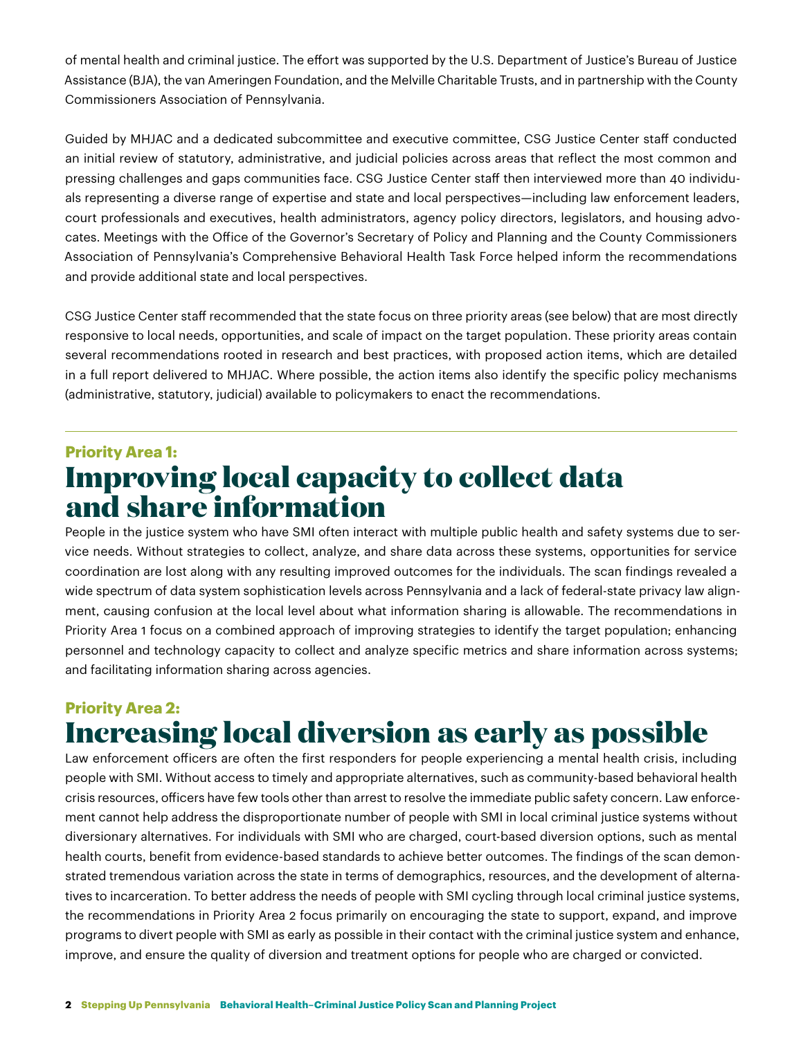of mental health and criminal justice. The effort was supported by the U.S. Department of Justice's Bureau of Justice Assistance (BJA), the van Ameringen Foundation, and the Melville Charitable Trusts, and in partnership with the County Commissioners Association of Pennsylvania.

Guided by MHJAC and a dedicated subcommittee and executive committee, CSG Justice Center staff conducted an initial review of statutory, administrative, and judicial policies across areas that reflect the most common and pressing challenges and gaps communities face. CSG Justice Center staff then interviewed more than 40 individuals representing a diverse range of expertise and state and local perspectives—including law enforcement leaders, court professionals and executives, health administrators, agency policy directors, legislators, and housing advocates. Meetings with the Office of the Governor's Secretary of Policy and Planning and the County Commissioners Association of Pennsylvania's Comprehensive Behavioral Health Task Force helped inform the recommendations and provide additional state and local perspectives.

CSG Justice Center staff recommended that the state focus on three priority areas (see below) that are most directly responsive to local needs, opportunities, and scale of impact on the target population. These priority areas contain several recommendations rooted in research and best practices, with proposed action items, which are detailed in a full report delivered to MHJAC. Where possible, the action items also identify the specific policy mechanisms (administrative, statutory, judicial) available to policymakers to enact the recommendations.

## Priority Area 1: Improving local capacity to collect data and share information

People in the justice system who have SMI often interact with multiple public health and safety systems due to service needs. Without strategies to collect, analyze, and share data across these systems, opportunities for service coordination are lost along with any resulting improved outcomes for the individuals. The scan findings revealed a wide spectrum of data system sophistication levels across Pennsylvania and a lack of federal-state privacy law alignment, causing confusion at the local level about what information sharing is allowable. The recommendations in Priority Area 1 focus on a combined approach of improving strategies to identify the target population; enhancing personnel and technology capacity to collect and analyze specific metrics and share information across systems; and facilitating information sharing across agencies.

## Priority Area 2: Increasing local diversion as early as possible

Law enforcement officers are often the first responders for people experiencing a mental health crisis, including people with SMI. Without access to timely and appropriate alternatives, such as community-based behavioral health crisis resources, officers have few tools other than arrest to resolve the immediate public safety concern. Law enforcement cannot help address the disproportionate number of people with SMI in local criminal justice systems without diversionary alternatives. For individuals with SMI who are charged, court-based diversion options, such as mental health courts, benefit from evidence-based standards to achieve better outcomes. The findings of the scan demonstrated tremendous variation across the state in terms of demographics, resources, and the development of alternatives to incarceration. To better address the needs of people with SMI cycling through local criminal justice systems, the recommendations in Priority Area 2 focus primarily on encouraging the state to support, expand, and improve programs to divert people with SMI as early as possible in their contact with the criminal justice system and enhance, improve, and ensure the quality of diversion and treatment options for people who are charged or convicted.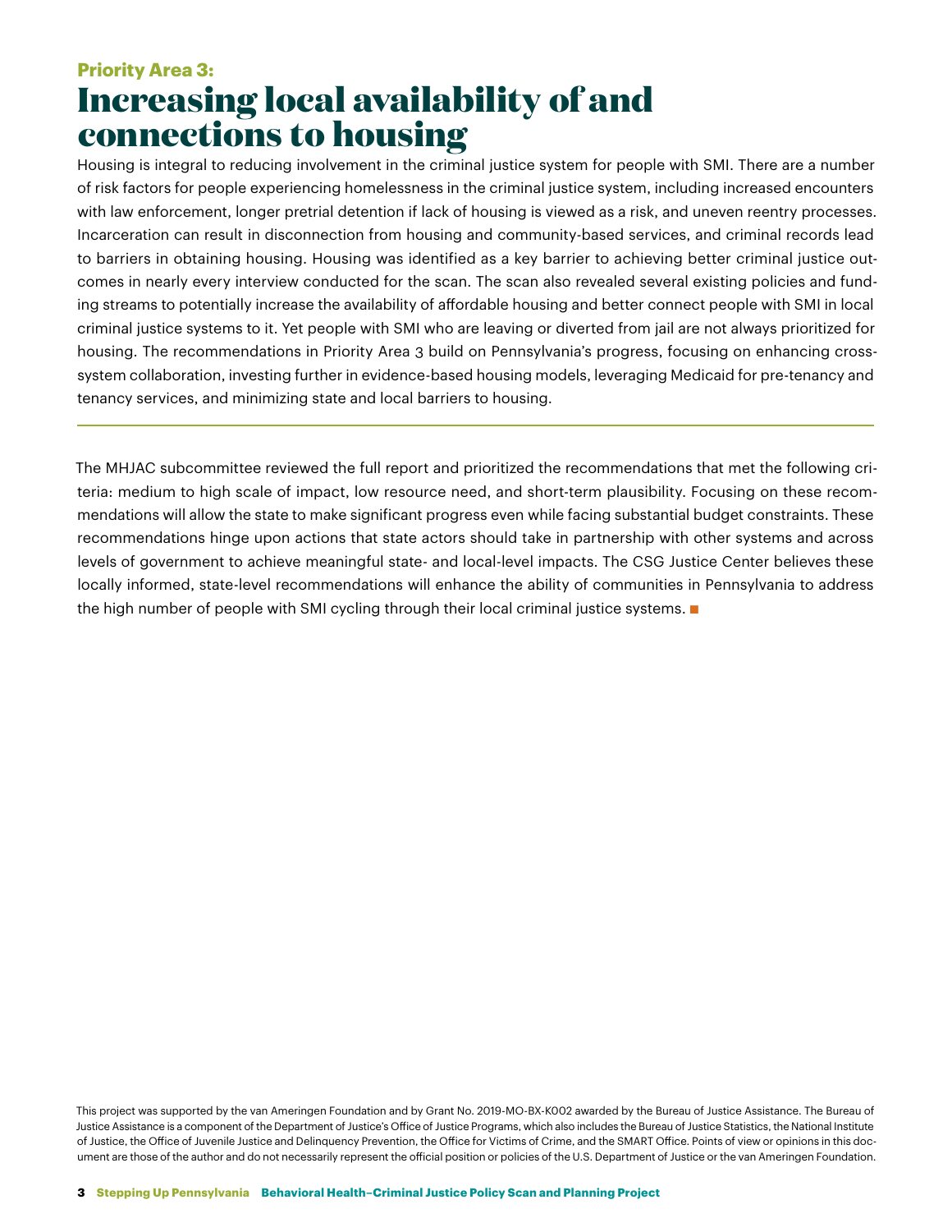**Priority Area 3:**

## Increasing local availability of and connections to housing

Housing is integral to reducing involvement in the criminal justice system for people with SMI. There are a number of risk factors for people experiencing homelessness in the criminal justice system, including increased encounters with law enforcement, longer pretrial detention if lack of housing is viewed as a risk, and uneven reentry processes. Incarceration can result in disconnection from housing and community-based services, and criminal records lead to barriers in obtaining housing. Housing was identified as a key barrier to achieving better criminal justice outcomes in nearly every interview conducted for the scan. The scan also revealed several existing policies and funding streams to potentially increase the availability of affordable housing and better connect people with SMI in local criminal justice systems to it. Yet people with SMI who are leaving or diverted from jail are not always prioritized for housing. The recommendations in Priority Area 3 build on Pennsylvania's progress, focusing on enhancing cross-system collaboration, investing further in evidence-based housing models, leveraging Medicaid for pre-tenancy and tenancy services, and minimizing state and local barriers to housing.

---

The MHJAC subcommittee reviewed the full report and prioritized the recommendations that met the following criteria: medium to high scale of impact, low resource need, and short-term plausibility. Focusing on these recommendations will allow the state to make significant progress even while facing substantial budget constraints. These recommendations hinge upon actions that state actors should take in partnership with other systems and across levels of government to achieve meaningful state- and local-level impacts. The CSG Justice Center believes these locally informed, state-level recommendations will enhance the ability of communities in Pennsylvania to address the high number of people with SMI cycling through their local criminal justice systems. ■

This project was supported by the van Ameringen Foundation and by Grant No. 2019-MO-BX-K002 awarded by the Bureau of Justice Assistance. The Bureau of Justice Assistance is a component of the Department of Justice's Office of Justice Programs, which also includes the Bureau of Justice Statistics, the National Institute of Justice, the Office of Juvenile Justice and Delinquency Prevention, the Office for Victims of Crime, and the SMART Office. Points of view or opinions in this document are those of the author and do not necessarily represent the official position or policies of the U.S. Department of Justice or the van Ameringen Foundation.